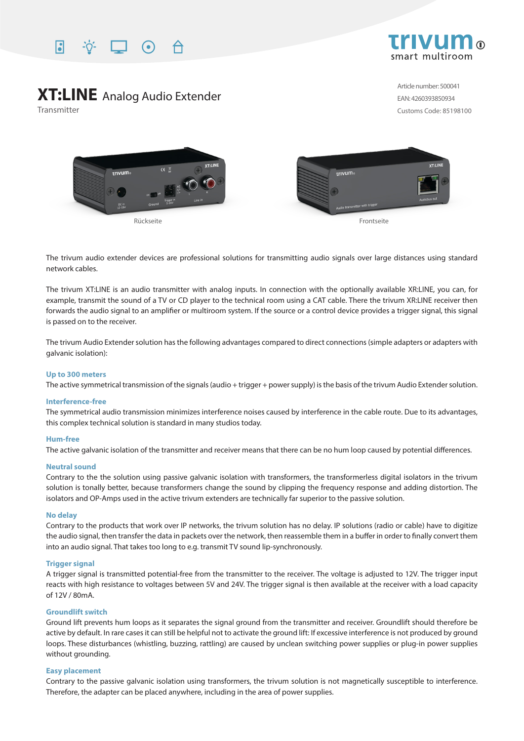trivum smart multiroom

# XT:LINE Analog Audio Extender

Transmitter

Article number: 500041
EAN: 4260393850934
Customs Code: 85198100

Rückseite

Frontseite

The trivum audio extender devices are professional solutions for transmitting audio signals over large distances using standard network cables.

The trivum XT:LINE is an audio transmitter with analog inputs. In connection with the optionally available XR:LINE, you can, for example, transmit the sound of a TV or CD player to the technical room using a CAT cable. There the trivum XR:LINE receiver then forwards the audio signal to an amplifier or multiroom system. If the source or a control device provides a trigger signal, this signal is passed on to the receiver.

The trivum Audio Extender solution has the following advantages compared to direct connections (simple adapters or adapters with galvanic isolation):

### Up to 300 meters

The active symmetrical transmission of the signals (audio + trigger + power supply) is the basis of the trivum Audio Extender solution.

### Interference-free

The symmetrical audio transmission minimizes interference noises caused by interference in the cable route. Due to its advantages, this complex technical solution is standard in many studios today.

### Hum-free

The active galvanic isolation of the transmitter and receiver means that there can be no hum loop caused by potential differences.

### Neutral sound

Contrary to the the solution using passive galvanic isolation with transformers, the transformerless digital isolators in the trivum solution is tonally better, because transformers change the sound by clipping the frequency response and adding distortion. The isolators and OP-Amps used in the active trivum extenders are technically far superior to the passive solution.

### No delay

Contrary to the products that work over IP networks, the trivum solution has no delay. IP solutions (radio or cable) have to digitize the audio signal, then transfer the data in packets over the network, then reassemble them in a buffer in order to finally convert them into an audio signal. That takes too long to e.g. transmit TV sound lip-synchronously.

### Trigger signal

A trigger signal is transmitted potential-free from the transmitter to the receiver. The voltage is adjusted to 12V. The trigger input reacts with high resistance to voltages between 5V and 24V. The trigger signal is then available at the receiver with a load capacity of 12V / 80mA.

### Groundlift switch

Ground lift prevents hum loops as it separates the signal ground from the transmitter and receiver. Groundlift should therefore be active by default. In rare cases it can still be helpful not to activate the ground lift: If excessive interference is not produced by ground loops. These disturbances (whistling, buzzing, rattling) are caused by unclean switching power supplies or plug-in power supplies without grounding.

### Easy placement

Contrary to the passive galvanic isolation using transformers, the trivum solution is not magnetically susceptible to interference. Therefore, the adapter can be placed anywhere, including in the area of power supplies.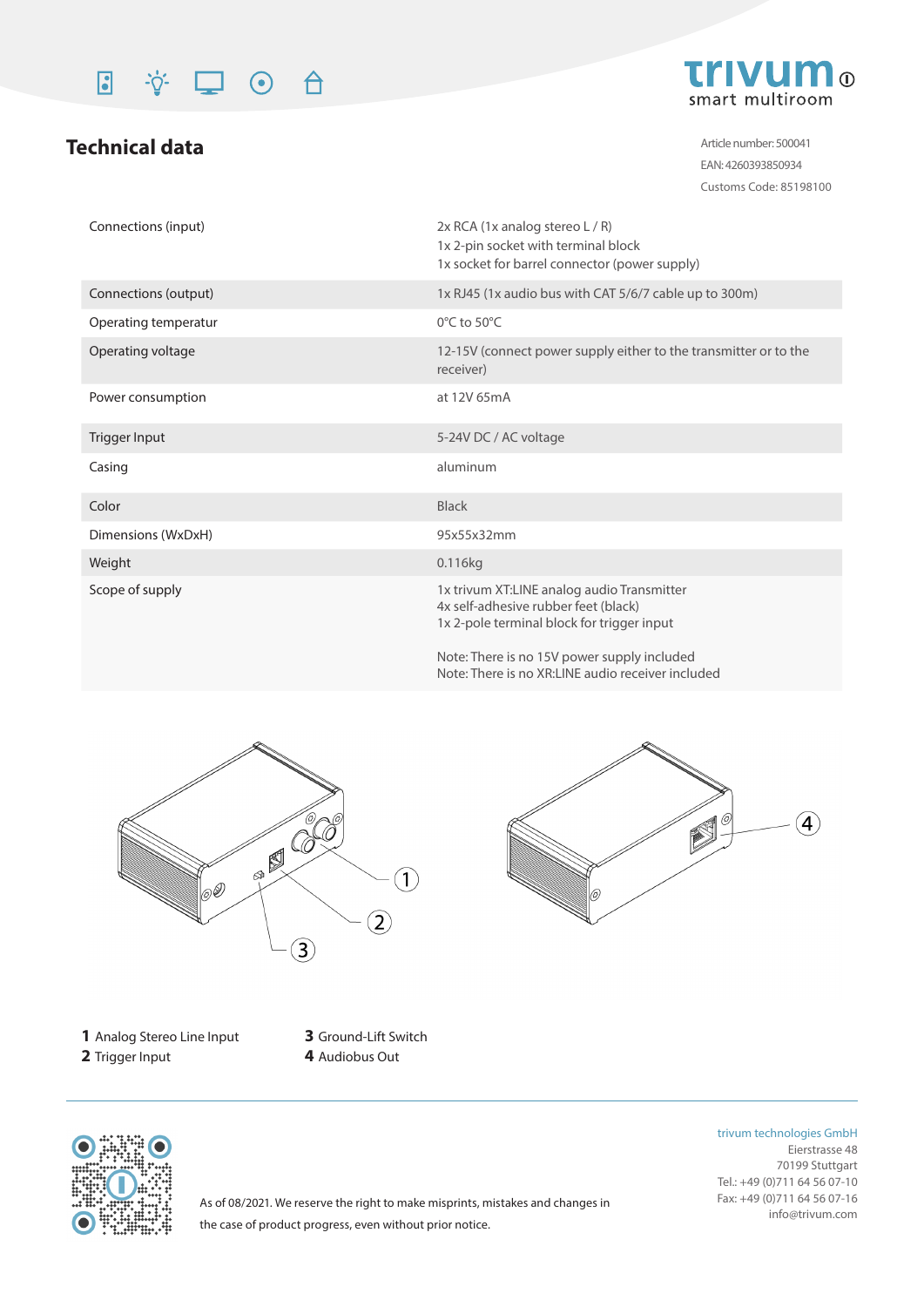trivum smart multiroom

# Technical data

Article number: 500041
EAN: 4260393850934
Customs Code: 85198100

| | |
|---|---|
| Connections (input) | 2x RCA (1x analog stereo L / R)<br>1x 2-pin socket with terminal block<br>1x socket for barrel connector (power supply) |
| Connections (output) | 1x RJ45 (1x audio bus with CAT 5/6/7 cable up to 300m) |
| Operating temperatur | 0°C to 50°C |
| Operating voltage | 12-15V (connect power supply either to the transmitter or to the receiver) |
| Power consumption | at 12V 65mA |
| Trigger Input | 5-24V DC / AC voltage |
| Casing | aluminum |
| Color | Black |
| Dimensions (WxDxH) | 95x55x32mm |
| Weight | 0.116kg |
| Scope of supply | 1x trivum XT:LINE analog audio Transmitter<br>4x self-adhesive rubber feet (black)<br>1x 2-pole terminal block for trigger input<br><br>Note: There is no 15V power supply included<br>Note: There is no XR:LINE audio receiver included |

**1** Analog Stereo Line Input
**2** Trigger Input
**3** Ground-Lift Switch
**4** Audiobus Out

As of 08/2021. We reserve the right to make misprints, mistakes and changes in the case of product progress, even without prior notice.

trivum technologies GmbH
Eierstrasse 48
70199 Stuttgart
Tel.: +49 (0)711 64 56 07-10
Fax: +49 (0)711 64 56 07-16
info@trivum.com